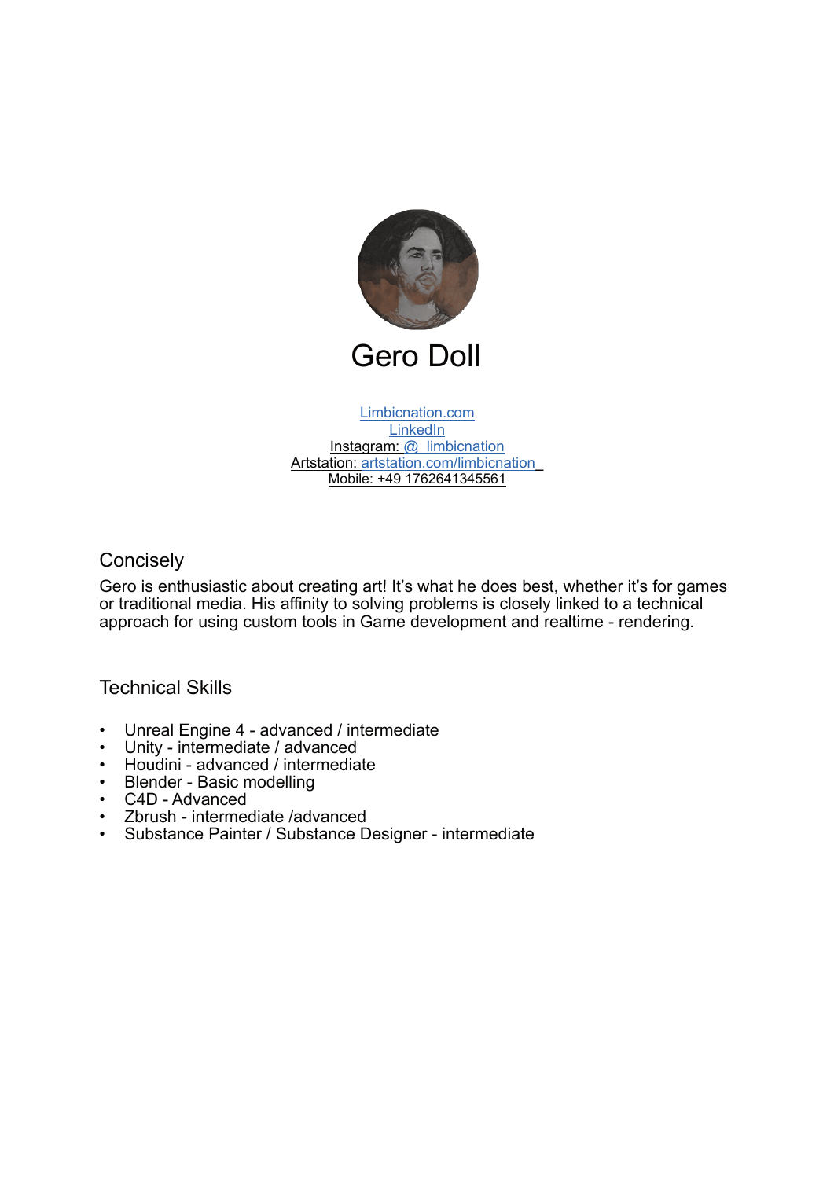# Gero Doll

Limbicnation.com
LinkedIn
Instagram: @_limbicnation
Artstation: artstation.com/limbicnation_
Mobile: +49 1762641345561

## Concisely

Gero is enthusiastic about creating art! It's what he does best, whether it's for games or traditional media. His affinity to solving problems is closely linked to a technical approach for using custom tools in Game development and realtime - rendering.

## Technical Skills

- Unreal Engine 4 - advanced / intermediate
- Unity - intermediate / advanced
- Houdini - advanced / intermediate
- Blender - Basic modelling
- C4D - Advanced
- Zbrush - intermediate /advanced
- Substance Painter / Substance Designer - intermediate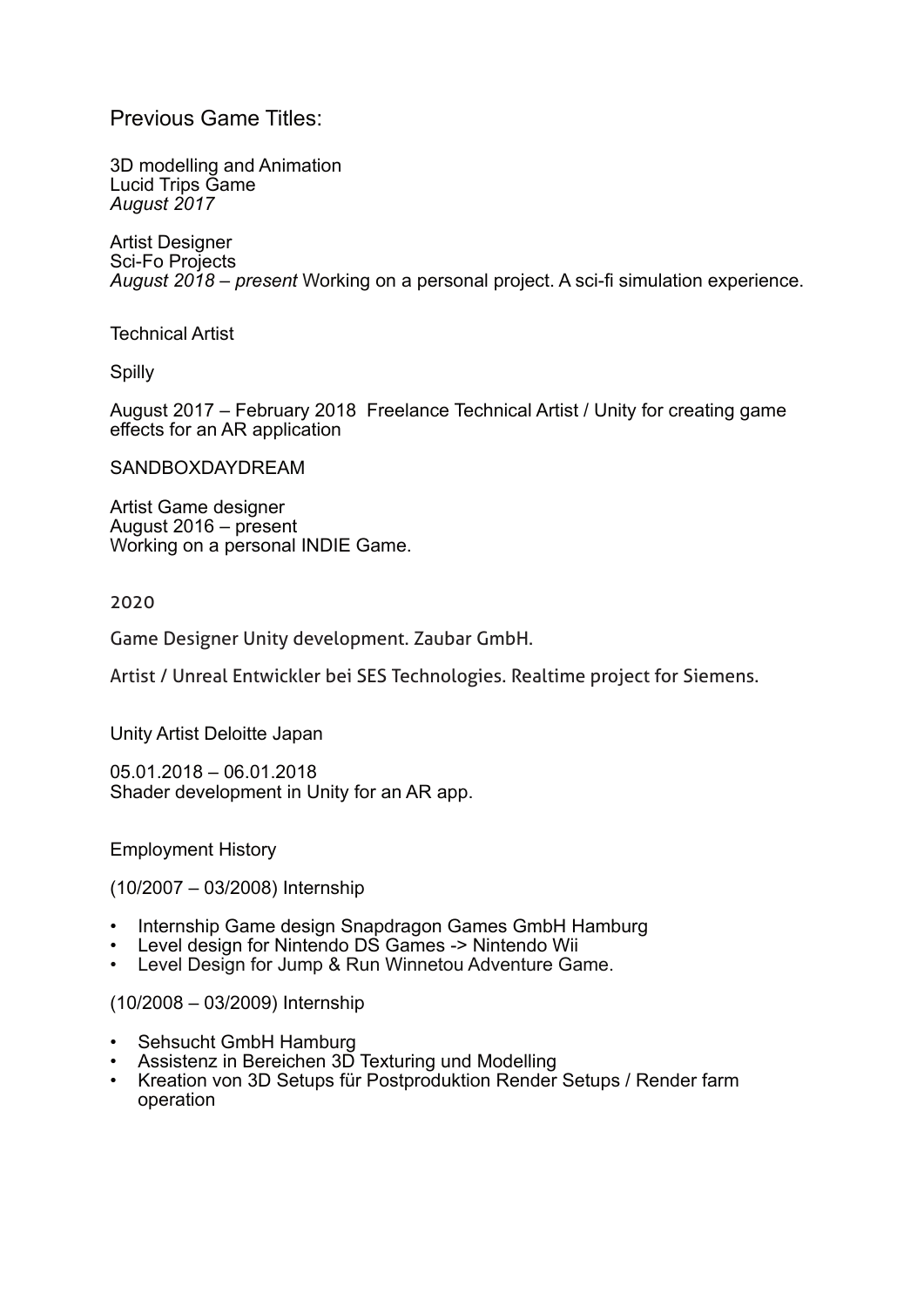## Previous Game Titles:

3D modelling and Animation
Lucid Trips Game
*August 2017*

Artist Designer
Sci-Fo Projects
*August 2018 – present* Working on a personal project. A sci-fi simulation experience.

Technical Artist

Spilly

August 2017 – February 2018 Freelance Technical Artist / Unity for creating game effects for an AR application

SANDBOXDAYDREAM

Artist Game designer
August 2016 – present
Working on a personal INDIE Game.

2020

Game Designer Unity development. Zaubar GmbH.

Artist / Unreal Entwickler bei SES Technologies. Realtime project for Siemens.

Unity Artist Deloitte Japan

05.01.2018 – 06.01.2018
Shader development in Unity for an AR app.

Employment History

(10/2007 – 03/2008) Internship

- Internship Game design Snapdragon Games GmbH Hamburg
- Level design for Nintendo DS Games -> Nintendo Wii
- Level Design for Jump & Run Winnetou Adventure Game.

(10/2008 – 03/2009) Internship

- Sehsucht GmbH Hamburg
- Assistenz in Bereichen 3D Texturing und Modelling
- Kreation von 3D Setups für Postproduktion Render Setups / Render farm operation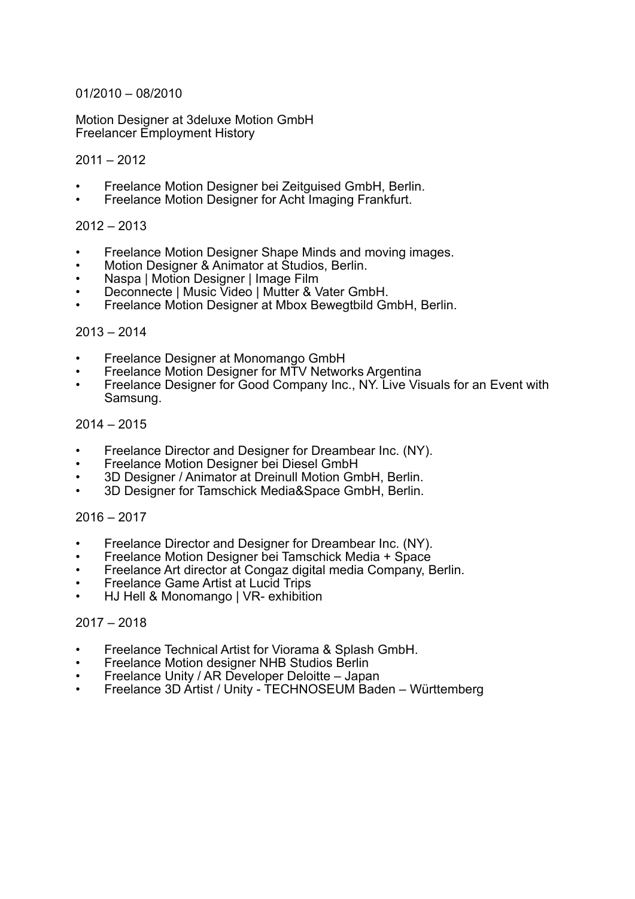01/2010 – 08/2010

Motion Designer at 3deluxe Motion GmbH
Freelancer Employment History

2011 – 2012

- Freelance Motion Designer bei Zeitguised GmbH, Berlin.
- Freelance Motion Designer for Acht Imaging Frankfurt.

2012 – 2013

- Freelance Motion Designer Shape Minds and moving images.
- Motion Designer & Animator at Studios, Berlin.
- Naspa | Motion Designer | Image Film
- Deconnecte | Music Video | Mutter & Vater GmbH.
- Freelance Motion Designer at Mbox Bewegtbild GmbH, Berlin.

2013 – 2014

- Freelance Designer at Monomango GmbH
- Freelance Motion Designer for MTV Networks Argentina
- Freelance Designer for Good Company Inc., NY. Live Visuals for an Event with Samsung.

2014 – 2015

- Freelance Director and Designer for Dreambear Inc. (NY).
- Freelance Motion Designer bei Diesel GmbH
- 3D Designer / Animator at Dreinull Motion GmbH, Berlin.
- 3D Designer for Tamschick Media&Space GmbH, Berlin.

2016 – 2017

- Freelance Director and Designer for Dreambear Inc. (NY).
- Freelance Motion Designer bei Tamschick Media + Space
- Freelance Art director at Congaz digital media Company, Berlin.
- Freelance Game Artist at Lucid Trips
- HJ Hell & Monomango | VR- exhibition

2017 – 2018

- Freelance Technical Artist for Viorama & Splash GmbH.
- Freelance Motion designer NHB Studios Berlin
- Freelance Unity / AR Developer Deloitte – Japan
- Freelance 3D Artist / Unity - TECHNOSEUM Baden – Württemberg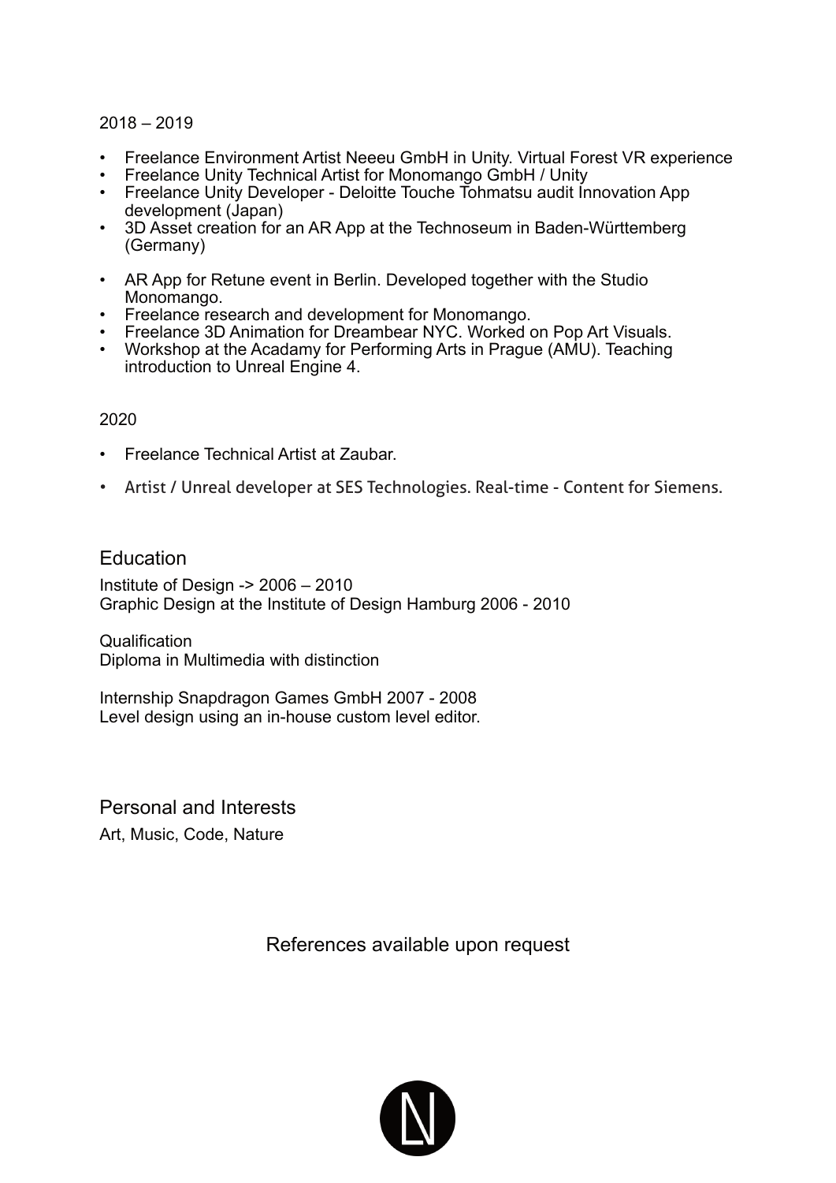2018 – 2019

- Freelance Environment Artist Neeeu GmbH in Unity. Virtual Forest VR experience
- Freelance Unity Technical Artist for Monomango GmbH / Unity
- Freelance Unity Developer - Deloitte Touche Tohmatsu audit Innovation App development (Japan)
- 3D Asset creation for an AR App at the Technoseum in Baden-Württemberg (Germany)

- AR App for Retune event in Berlin. Developed together with the Studio Monomango.
- Freelance research and development for Monomango.
- Freelance 3D Animation for Dreambear NYC. Worked on Pop Art Visuals.
- Workshop at the Acadamy for Performing Arts in Prague (AMU). Teaching introduction to Unreal Engine 4.

2020

- Freelance Technical Artist at Zaubar.
- Artist / Unreal developer at SES Technologies. Real-time - Content for Siemens.

## Education

Institute of Design -> 2006 – 2010
Graphic Design at the Institute of Design Hamburg 2006 - 2010

Qualification
Diploma in Multimedia with distinction

Internship Snapdragon Games GmbH 2007 - 2008
Level design using an in-house custom level editor.

## Personal and Interests

Art, Music, Code, Nature

References available upon request